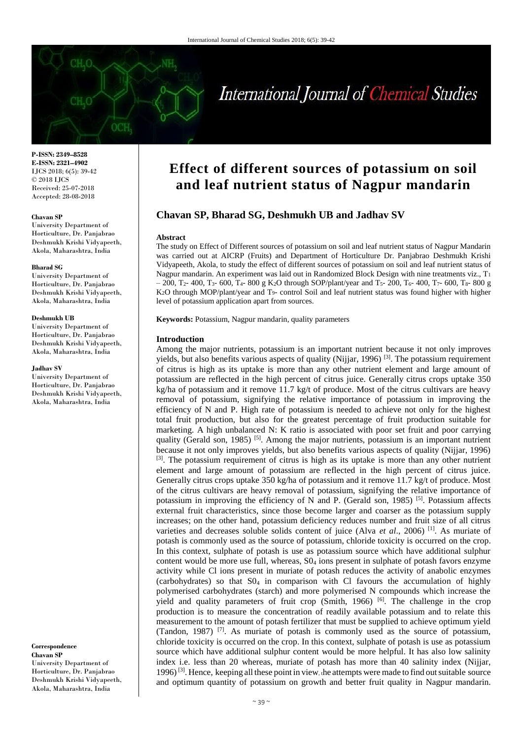P-ISSN: 2349–8528
E-ISSN: 2321–4902
IJCS 2018; 6(5): 39-42
© 2018 IJCS
Received: 25-07-2018
Accepted: 28-08-2018

**Chavan SP**
University Department of Horticulture, Dr. Panjabrao Deshmukh Krishi Vidyapeeth, Akola, Maharashtra, India

**Bharad SG**
University Department of Horticulture, Dr. Panjabrao Deshmukh Krishi Vidyapeeth, Akola, Maharashtra, India

**Deshmukh UB**
University Department of Horticulture, Dr. Panjabrao Deshmukh Krishi Vidyapeeth, Akola, Maharashtra, India

**Jadhav SV**
University Department of Horticulture, Dr. Panjabrao Deshmukh Krishi Vidyapeeth, Akola, Maharashtra, India

**Correspondence**
**Chavan SP**
University Department of Horticulture, Dr. Panjabrao Deshmukh Krishi Vidyapeeth, Akola, Maharashtra, India

# Effect of different sources of potassium on soil and leaf nutrient status of Nagpur mandarin

## Chavan SP, Bharad SG, Deshmukh UB and Jadhav SV

### Abstract

The study on Effect of Different sources of potassium on soil and leaf nutrient status of Nagpur Mandarin was carried out at AICRP (Fruits) and Department of Horticulture Dr. Panjabrao Deshmukh Krishi Vidyapeeth, Akola, to study the effect of different sources of potassium on soil and leaf nutrient status of Nagpur mandarin. An experiment was laid out in Randomized Block Design with nine treatments viz., $T_1$ – 200, $T_2$- 400, $T_3$- 600, $T_4$- 800 g $K_2O$ through SOP/plant/year and $T_5$- 200, $T_6$- 400, $T_7$- 600, $T_8$- 800 g $K_2O$ through MOP/plant/year and $T_9$- control Soil and leaf nutrient status was found higher with higher level of potassium application apart from sources.

**Keywords:** Potassium, Nagpur mandarin, quality parameters

### Introduction

Among the major nutrients, potassium is an important nutrient because it not only improves yields, but also benefits various aspects of quality (Nijjar, 1996) [3]. The potassium requirement of citrus is high as its uptake is more than any other nutrient element and large amount of potassium are reflected in the high percent of citrus juice. Generally citrus crops uptake 350 kg/ha of potassium and it remove 11.7 kg/t of produce. Most of the citrus cultivars are heavy removal of potassium, signifying the relative importance of potassium in improving the efficiency of N and P. High rate of potassium is needed to achieve not only for the highest total fruit production, but also for the greatest percentage of fruit production suitable for marketing. A high unbalanced N: K ratio is associated with poor set fruit and poor carrying quality (Gerald son, 1985) [5]. Among the major nutrients, potassium is an important nutrient because it not only improves yields, but also benefits various aspects of quality (Nijjar, 1996) [3]. The potassium requirement of citrus is high as its uptake is more than any other nutrient element and large amount of potassium are reflected in the high percent of citrus juice. Generally citrus crops uptake 350 kg/ha of potassium and it remove 11.7 kg/t of produce. Most of the citrus cultivars are heavy removal of potassium, signifying the relative importance of potassium in improving the efficiency of N and P. (Gerald son, 1985) [5]. Potassium affects external fruit characteristics, since those become larger and coarser as the potassium supply increases; on the other hand, potassium deficiency reduces number and fruit size of all citrus varieties and decreases soluble solids content of juice (Alva *et al*., 2006) [1]. As muriate of potash is commonly used as the source of potassium, chloride toxicity is occurred on the crop. In this context, sulphate of potash is use as potassium source which have additional sulphur content would be more use full, whereas, $S0_4$ ions present in sulphate of potash favors enzyme activity while Cl ions present in muriate of potash reduces the activity of anabolic enzymes (carbohydrates) so that $S0_4$ in comparison with Cl favours the accumulation of highly polymerised carbohydrates (starch) and more polymerised N compounds which increase the yield and quality parameters of fruit crop (Smith, 1966) [6]. The challenge in the crop production is to measure the concentration of readily available potassium and to relate this measurement to the amount of potash fertilizer that must be supplied to achieve optimum yield (Tandon, 1987) [7]. As muriate of potash is commonly used as the source of potassium, chloride toxicity is occurred on the crop. In this context, sulphate of potash is use as potassium source which have additional sulphur content would be more helpful. It has also low salinity index i.e. less than 20 whereas, muriate of potash has more than 40 salinity index (Nijjar, 1996) [3]. Hence, keeping all these point in view, the attempts were made to find out suitable source and optimum quantity of potassium on growth and better fruit quality in Nagpur mandarin.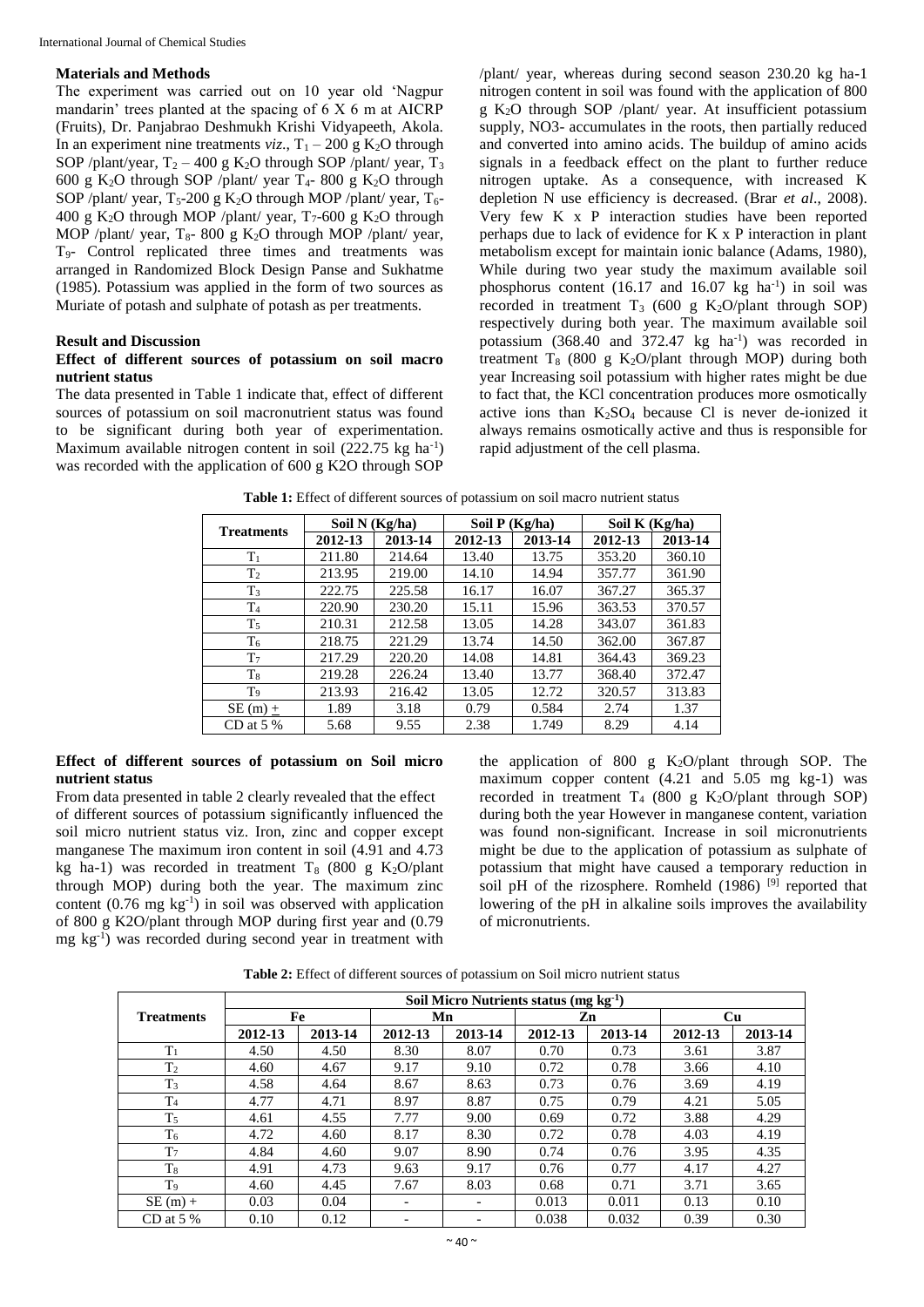## Materials and Methods

The experiment was carried out on 10 year old 'Nagpur mandarin' trees planted at the spacing of 6 X 6 m at AICRP (Fruits), Dr. Panjabrao Deshmukh Krishi Vidyapeeth, Akola. In an experiment nine treatments *viz*., $T_1$ – 200 g $K_2O$ through SOP /plant/year, $T_2$ – 400 g $K_2O$ through SOP /plant/ year, $T_3$ 600 g $K_2O$ through SOP /plant/ year $T_4$- 800 g $K_2O$ through SOP /plant/ year, $T_5$-200 g $K_2O$ through MOP /plant/ year, $T_6$- 400 g $K_2O$ through MOP /plant/ year, $T_7$-600 g $K_2O$ through MOP /plant/ year, $T_8$- 800 g $K_2O$ through MOP /plant/ year, $T_9$- Control replicated three times and treatments was arranged in Randomized Block Design Panse and Sukhatme (1985). Potassium was applied in the form of two sources as Muriate of potash and sulphate of potash as per treatments.

## Result and Discussion

### Effect of different sources of potassium on soil macro nutrient status

The data presented in Table 1 indicate that, effect of different sources of potassium on soil macronutrient status was found to be significant during both year of experimentation. Maximum available nitrogen content in soil (222.75 kg ha$^{-1}$) was recorded with the application of 600 g K2O through SOP /plant/ year, whereas during second season 230.20 kg ha-1 nitrogen content in soil was found with the application of 800 g $K_2O$ through SOP /plant/ year. At insufficient potassium supply, NO3- accumulates in the roots, then partially reduced and converted into amino acids. The buildup of amino acids signals in a feedback effect on the plant to further reduce nitrogen uptake. As a consequence, with increased K depletion N use efficiency is decreased. (Brar *et al*., 2008). Very few K x P interaction studies have been reported perhaps due to lack of evidence for K x P interaction in plant metabolism except for maintain ionic balance (Adams, 1980), While during two year study the maximum available soil phosphorus content (16.17 and 16.07 kg ha$^{-1}$) in soil was recorded in treatment $T_3$ (600 g $K_2O$/plant through SOP) respectively during both year. The maximum available soil potassium (368.40 and 372.47 kg ha$^{-1}$) was recorded in treatment $T_8$ (800 g $K_2O$/plant through MOP) during both year Increasing soil potassium with higher rates might be due to fact that, the KCl concentration produces more osmotically active ions than $K_2SO_4$ because Cl is never de-ionized it always remains osmotically active and thus is responsible for rapid adjustment of the cell plasma.

**Table 1:** Effect of different sources of potassium on soil macro nutrient status

| Treatments | Soil N (Kg/ha) | | Soil P (Kg/ha) | | Soil K (Kg/ha) | |
|---|---|---|---|---|---|---|
| | 2012-13 | 2013-14 | 2012-13 | 2013-14 | 2012-13 | 2013-14 |
| $T_1$ | 211.80 | 214.64 | 13.40 | 13.75 | 353.20 | 360.10 |
| $T_2$ | 213.95 | 219.00 | 14.10 | 14.94 | 357.77 | 361.90 |
| $T_3$ | 222.75 | 225.58 | 16.17 | 16.07 | 367.27 | 365.37 |
| $T_4$ | 220.90 | 230.20 | 15.11 | 15.96 | 363.53 | 370.57 |
| $T_5$ | 210.31 | 212.58 | 13.05 | 14.28 | 343.07 | 361.83 |
| $T_6$ | 218.75 | 221.29 | 13.74 | 14.50 | 362.00 | 367.87 |
| $T_7$ | 217.29 | 220.20 | 14.08 | 14.81 | 364.43 | 369.23 |
| $T_8$ | 219.28 | 226.24 | 13.40 | 13.77 | 368.40 | 372.47 |
| $T_9$ | 213.93 | 216.42 | 13.05 | 12.72 | 320.57 | 313.83 |
| SE (m) ± | 1.89 | 3.18 | 0.79 | 0.584 | 2.74 | 1.37 |
| CD at 5 % | 5.68 | 9.55 | 2.38 | 1.749 | 8.29 | 4.14 |

### Effect of different sources of potassium on Soil micro nutrient status

From data presented in table 2 clearly revealed that the effect of different sources of potassium significantly influenced the soil micro nutrient status viz. Iron, zinc and copper except manganese The maximum iron content in soil (4.91 and 4.73 kg ha-1) was recorded in treatment $T_8$ (800 g $K_2O$/plant through MOP) during both the year. The maximum zinc content (0.76 mg kg$^{-1}$) in soil was observed with application of 800 g K2O/plant through MOP during first year and (0.79 mg kg$^{-1}$) was recorded during second year in treatment with the application of 800 g $K_2O$/plant through SOP. The maximum copper content (4.21 and 5.05 mg kg-1) was recorded in treatment $T_4$ (800 g $K_2O$/plant through SOP) during both the year However in manganese content, variation was found non-significant. Increase in soil micronutrients might be due to the application of potassium as sulphate of potassium that might have caused a temporary reduction in soil pH of the rizosphere. Romheld (1986) [9] reported that lowering of the pH in alkaline soils improves the availability of micronutrients.

**Table 2:** Effect of different sources of potassium on Soil micro nutrient status

| Treatments | Soil Micro Nutrients status (mg kg$^{-1}$) | | | | | | | |
|---|---|---|---|---|---|---|---|---|
| | Fe | | Mn | | Zn | | Cu | |
| | 2012-13 | 2013-14 | 2012-13 | 2013-14 | 2012-13 | 2013-14 | 2012-13 | 2013-14 |
| $T_1$ | 4.50 | 4.50 | 8.30 | 8.07 | 0.70 | 0.73 | 3.61 | 3.87 |
| $T_2$ | 4.60 | 4.67 | 9.17 | 9.10 | 0.72 | 0.78 | 3.66 | 4.10 |
| $T_3$ | 4.58 | 4.64 | 8.67 | 8.63 | 0.73 | 0.76 | 3.69 | 4.19 |
| $T_4$ | 4.77 | 4.71 | 8.97 | 8.87 | 0.75 | 0.79 | 4.21 | 5.05 |
| $T_5$ | 4.61 | 4.55 | 7.77 | 9.00 | 0.69 | 0.72 | 3.88 | 4.29 |
| $T_6$ | 4.72 | 4.60 | 8.17 | 8.30 | 0.72 | 0.78 | 4.03 | 4.19 |
| $T_7$ | 4.84 | 4.60 | 9.07 | 8.90 | 0.74 | 0.76 | 3.95 | 4.35 |
| $T_8$ | 4.91 | 4.73 | 9.63 | 9.17 | 0.76 | 0.77 | 4.17 | 4.27 |
| $T_9$ | 4.60 | 4.45 | 7.67 | 8.03 | 0.68 | 0.71 | 3.71 | 3.65 |
| SE (m) + | 0.03 | 0.04 | - | - | 0.013 | 0.011 | 0.13 | 0.10 |
| CD at 5 % | 0.10 | 0.12 | - | - | 0.038 | 0.032 | 0.39 | 0.30 |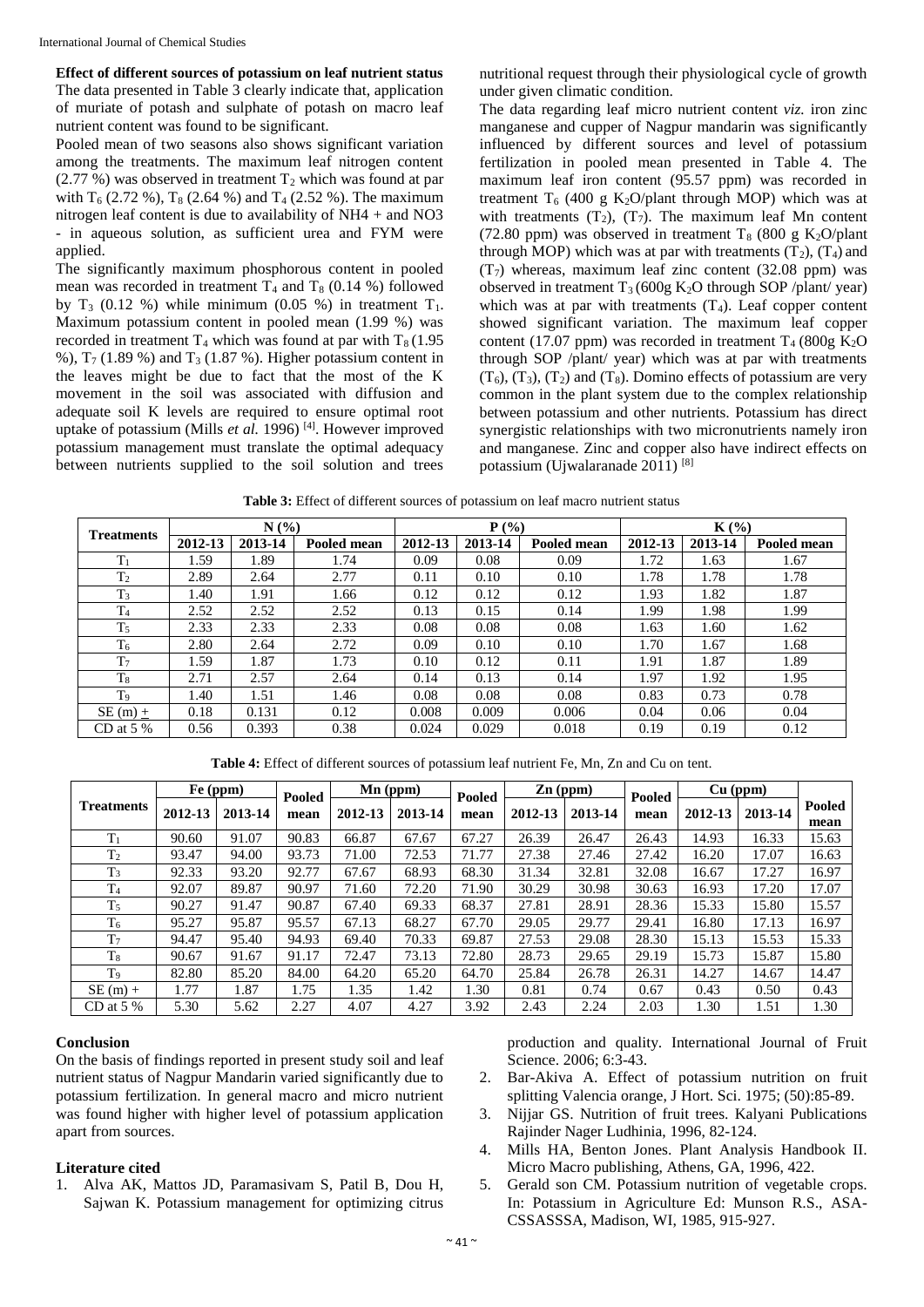**Effect of different sources of potassium on leaf nutrient status**

The data presented in Table 3 clearly indicate that, application of muriate of potash and sulphate of potash on macro leaf nutrient content was found to be significant.

Pooled mean of two seasons also shows significant variation among the treatments. The maximum leaf nitrogen content (2.77 %) was observed in treatment $T_2$ which was found at par with $T_6$ (2.72 %), $T_8$ (2.64 %) and $T_4$ (2.52 %). The maximum nitrogen leaf content is due to availability of NH4 + and NO3 - in aqueous solution, as sufficient urea and FYM were applied.

The significantly maximum phosphorous content in pooled mean was recorded in treatment $T_4$ and $T_8$ (0.14 %) followed by $T_3$ (0.12 %) while minimum (0.05 %) in treatment $T_1$. Maximum potassium content in pooled mean (1.99 %) was recorded in treatment $T_4$ which was found at par with $T_8$ (1.95 %), $T_7$ (1.89 %) and $T_3$ (1.87 %). Higher potassium content in the leaves might be due to fact that the most of the K movement in the soil was associated with diffusion and adequate soil K levels are required to ensure optimal root uptake of potassium (Mills *et al.* 1996) [4]. However improved potassium management must translate the optimal adequacy between nutrients supplied to the soil solution and trees nutritional request through their physiological cycle of growth under given climatic condition.

The data regarding leaf micro nutrient content *viz.* iron zinc manganese and cupper of Nagpur mandarin was significantly influenced by different sources and level of potassium fertilization in pooled mean presented in Table 4. The maximum leaf iron content (95.57 ppm) was recorded in treatment $T_6$ (400 g $K_2O$/plant through MOP) which was at with treatments ($T_2$), ($T_7$). The maximum leaf Mn content (72.80 ppm) was observed in treatment $T_8$ (800 g $K_2O$/plant through MOP) which was at par with treatments ($T_2$), ($T_4$) and ($T_7$) whereas, maximum leaf zinc content (32.08 ppm) was observed in treatment $T_3$ (600g $K_2O$ through SOP /plant/ year) which was at par with treatments ($T_4$). Leaf copper content showed significant variation. The maximum leaf copper content (17.07 ppm) was recorded in treatment $T_4$ (800g $K_2O$ through SOP /plant/ year) which was at par with treatments ($T_6$), ($T_3$), ($T_2$) and ($T_8$). Domino effects of potassium are very common in the plant system due to the complex relationship between potassium and other nutrients. Potassium has direct synergistic relationships with two micronutrients namely iron and manganese. Zinc and copper also have indirect effects on potassium (Ujwalaranade 2011) [8]

**Table 3:** Effect of different sources of potassium on leaf macro nutrient status

| Treatments | N (%) | | | P (%) | | | K (%) | | |
|---|---|---|---|---|---|---|---|---|---|
| | 2012-13 | 2013-14 | Pooled mean | 2012-13 | 2013-14 | Pooled mean | 2012-13 | 2013-14 | Pooled mean |
| $T_1$ | 1.59 | 1.89 | 1.74 | 0.09 | 0.08 | 0.09 | 1.72 | 1.63 | 1.67 |
| $T_2$ | 2.89 | 2.64 | 2.77 | 0.11 | 0.10 | 0.10 | 1.78 | 1.78 | 1.78 |
| $T_3$ | 1.40 | 1.91 | 1.66 | 0.12 | 0.12 | 0.12 | 1.93 | 1.82 | 1.87 |
| $T_4$ | 2.52 | 2.52 | 2.52 | 0.13 | 0.15 | 0.14 | 1.99 | 1.98 | 1.99 |
| $T_5$ | 2.33 | 2.33 | 2.33 | 0.08 | 0.08 | 0.08 | 1.63 | 1.60 | 1.62 |
| $T_6$ | 2.80 | 2.64 | 2.72 | 0.09 | 0.10 | 0.10 | 1.70 | 1.67 | 1.68 |
| $T_7$ | 1.59 | 1.87 | 1.73 | 0.10 | 0.12 | 0.11 | 1.91 | 1.87 | 1.89 |
| $T_8$ | 2.71 | 2.57 | 2.64 | 0.14 | 0.13 | 0.14 | 1.97 | 1.92 | 1.95 |
| $T_9$ | 1.40 | 1.51 | 1.46 | 0.08 | 0.08 | 0.08 | 0.83 | 0.73 | 0.78 |
| SE (m) ± | 0.18 | 0.131 | 0.12 | 0.008 | 0.009 | 0.006 | 0.04 | 0.06 | 0.04 |
| CD at 5 % | 0.56 | 0.393 | 0.38 | 0.024 | 0.029 | 0.018 | 0.19 | 0.19 | 0.12 |

**Table 4:** Effect of different sources of potassium leaf nutrient Fe, Mn, Zn and Cu on tent.

| Treatments | Fe (ppm) | | Pooled mean | Mn (ppm) | | Pooled mean | Zn (ppm) | | Pooled mean | Cu (ppm) | | Pooled mean |
|---|---|---|---|---|---|---|---|---|---|---|---|---|
| | 2012-13 | 2013-14 | | 2012-13 | 2013-14 | | 2012-13 | 2013-14 | | 2012-13 | 2013-14 | |
| $T_1$ | 90.60 | 91.07 | 90.83 | 66.87 | 67.67 | 67.27 | 26.39 | 26.47 | 26.43 | 14.93 | 16.33 | 15.63 |
| $T_2$ | 93.47 | 94.00 | 93.73 | 71.00 | 72.53 | 71.77 | 27.38 | 27.46 | 27.42 | 16.20 | 17.07 | 16.63 |
| $T_3$ | 92.33 | 93.20 | 92.77 | 67.67 | 68.93 | 68.30 | 31.34 | 32.81 | 32.08 | 16.67 | 17.27 | 16.97 |
| $T_4$ | 92.07 | 89.87 | 90.97 | 71.60 | 72.20 | 71.90 | 30.29 | 30.98 | 30.63 | 16.93 | 17.20 | 17.07 |
| $T_5$ | 90.27 | 91.47 | 90.87 | 67.40 | 69.33 | 68.37 | 27.81 | 28.91 | 28.36 | 15.33 | 15.80 | 15.57 |
| $T_6$ | 95.27 | 95.87 | 95.57 | 67.13 | 68.27 | 67.70 | 29.05 | 29.77 | 29.41 | 16.80 | 17.13 | 16.97 |
| $T_7$ | 94.47 | 95.40 | 94.93 | 69.40 | 70.33 | 69.87 | 27.53 | 29.08 | 28.30 | 15.13 | 15.53 | 15.33 |
| $T_8$ | 90.67 | 91.67 | 91.17 | 72.47 | 73.13 | 72.80 | 28.73 | 29.65 | 29.19 | 15.73 | 15.87 | 15.80 |
| $T_9$ | 82.80 | 85.20 | 84.00 | 64.20 | 65.20 | 64.70 | 25.84 | 26.78 | 26.31 | 14.27 | 14.67 | 14.47 |
| SE (m) + | 1.77 | 1.87 | 1.75 | 1.35 | 1.42 | 1.30 | 0.81 | 0.74 | 0.67 | 0.43 | 0.50 | 0.43 |
| CD at 5 % | 5.30 | 5.62 | 2.27 | 4.07 | 4.27 | 3.92 | 2.43 | 2.24 | 2.03 | 1.30 | 1.51 | 1.30 |

## Conclusion

On the basis of findings reported in present study soil and leaf nutrient status of Nagpur Mandarin varied significantly due to potassium fertilization. In general macro and micro nutrient was found higher with higher level of potassium application apart from sources.

## Literature cited

1. Alva AK, Mattos JD, Paramasivam S, Patil B, Dou H, Sajwan K. Potassium management for optimizing citrus production and quality. International Journal of Fruit Science. 2006; 6:3-43.
2. Bar-Akiva A. Effect of potassium nutrition on fruit splitting Valencia orange, J Hort. Sci. 1975; (50):85-89.
3. Nijjar GS. Nutrition of fruit trees. Kalyani Publications Rajinder Nager Ludhinia, 1996, 82-124.
4. Mills HA, Benton Jones. Plant Analysis Handbook II. Micro Macro publishing, Athens, GA, 1996, 422.
5. Gerald son CM. Potassium nutrition of vegetable crops. In: Potassium in Agriculture Ed: Munson R.S., ASA-CSSASSSA, Madison, WI, 1985, 915-927.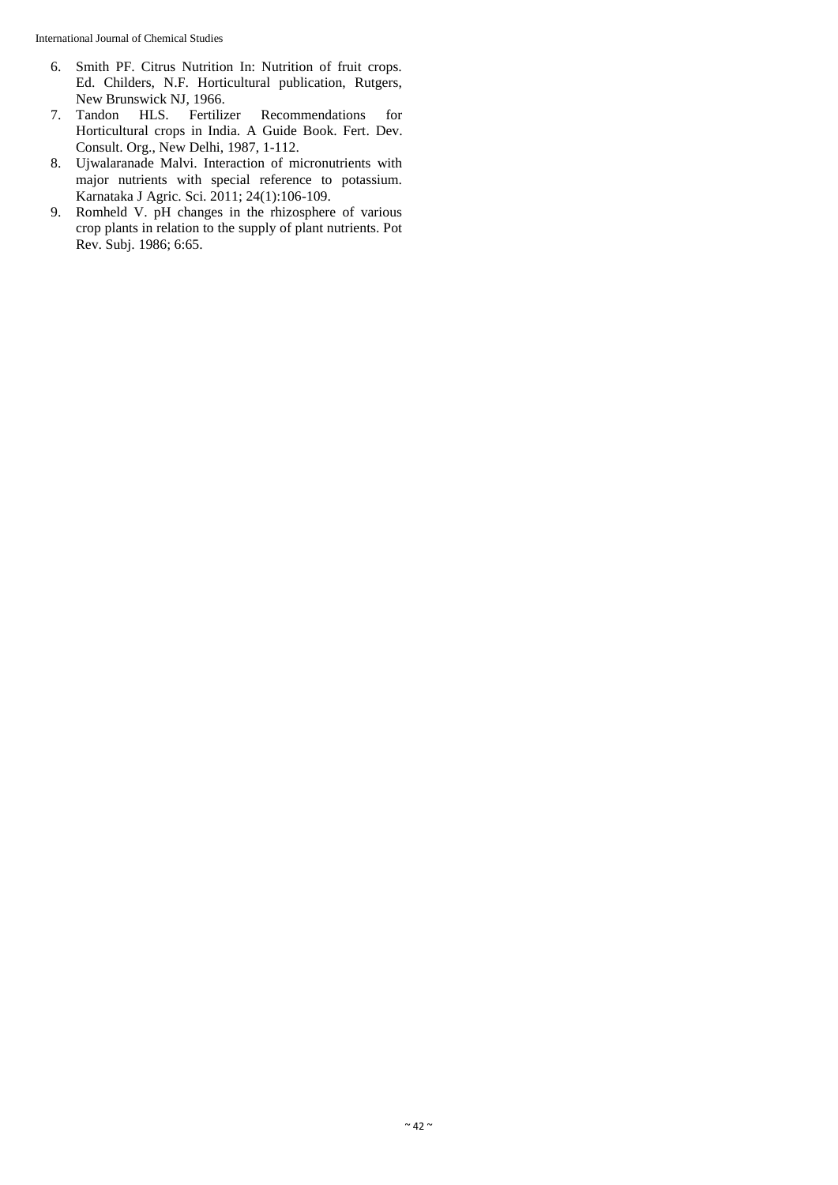6. Smith PF. Citrus Nutrition In: Nutrition of fruit crops. Ed. Childers, N.F. Horticultural publication, Rutgers, New Brunswick NJ, 1966.
7. Tandon HLS. Fertilizer Recommendations for Horticultural crops in India. A Guide Book. Fert. Dev. Consult. Org., New Delhi, 1987, 1-112.
8. Ujwalaranade Malvi. Interaction of micronutrients with major nutrients with special reference to potassium. Karnataka J Agric. Sci. 2011; 24(1):106-109.
9. Romheld V. pH changes in the rhizosphere of various crop plants in relation to the supply of plant nutrients. Pot Rev. Subj. 1986; 6:65.